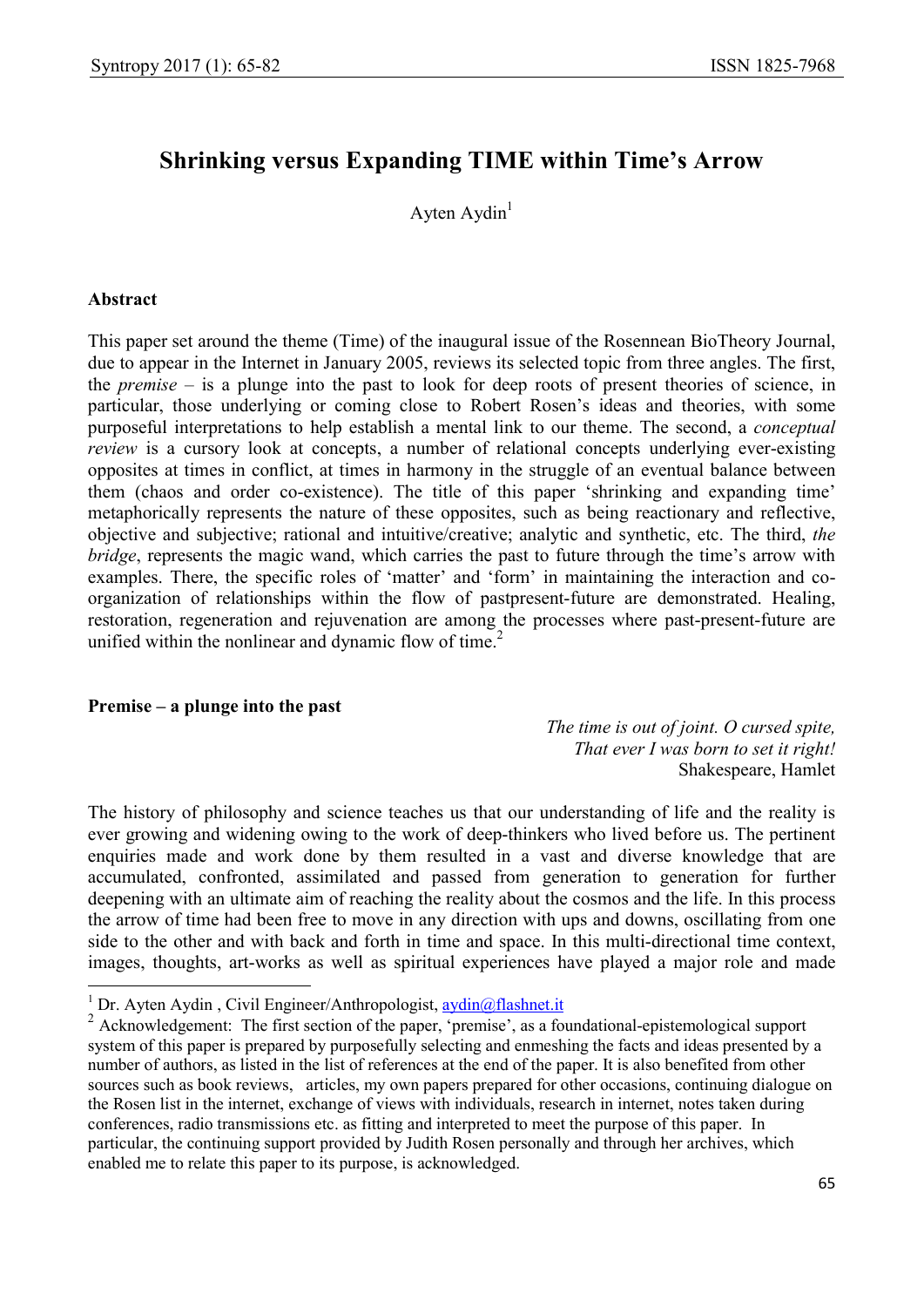# Shrinking versus Expanding TIME within Time's Arrow

Ayten Aydin[1]

## Abstract

This paper set around the theme (Time) of the inaugural issue of the Rosennean BioTheory Journal, due to appear in the Internet in January 2005, reviews its selected topic from three angles. The first, the *premise* – is a plunge into the past to look for deep roots of present theories of science, in particular, those underlying or coming close to Robert Rosen's ideas and theories, with some purposeful interpretations to help establish a mental link to our theme. The second, a *conceptual review* is a cursory look at concepts, a number of relational concepts underlying ever-existing opposites at times in conflict, at times in harmony in the struggle of an eventual balance between them (chaos and order co-existence). The title of this paper 'shrinking and expanding time' metaphorically represents the nature of these opposites, such as being reactionary and reflective, objective and subjective; rational and intuitive/creative; analytic and synthetic, etc. The third, *the bridge*, represents the magic wand, which carries the past to future through the time's arrow with examples. There, the specific roles of 'matter' and 'form' in maintaining the interaction and co-organization of relationships within the flow of pastpresent-future are demonstrated. Healing, restoration, regeneration and rejuvenation are among the processes where past-present-future are unified within the nonlinear and dynamic flow of time.[2]

## Premise – a plunge into the past

> *The time is out of joint. O cursed spite,*
> *That ever I was born to set it right!*
> Shakespeare, Hamlet

The history of philosophy and science teaches us that our understanding of life and the reality is ever growing and widening owing to the work of deep-thinkers who lived before us. The pertinent enquiries made and work done by them resulted in a vast and diverse knowledge that are accumulated, confronted, assimilated and passed from generation to generation for further deepening with an ultimate aim of reaching the reality about the cosmos and the life. In this process the arrow of time had been free to move in any direction with ups and downs, oscillating from one side to the other and with back and forth in time and space. In this multi-directional time context, images, thoughts, art-works as well as spiritual experiences have played a major role and made

---

[1] Dr. Ayten Aydin , Civil Engineer/Anthropologist, aydin@flashnet.it

[2] Acknowledgement: The first section of the paper, 'premise', as a foundational-epistemological support system of this paper is prepared by purposefully selecting and enmeshing the facts and ideas presented by a number of authors, as listed in the list of references at the end of the paper. It is also benefited from other sources such as book reviews, articles, my own papers prepared for other occasions, continuing dialogue on the Rosen list in the internet, exchange of views with individuals, research in internet, notes taken during conferences, radio transmissions etc. as fitting and interpreted to meet the purpose of this paper. In particular, the continuing support provided by Judith Rosen personally and through her archives, which enabled me to relate this paper to its purpose, is acknowledged.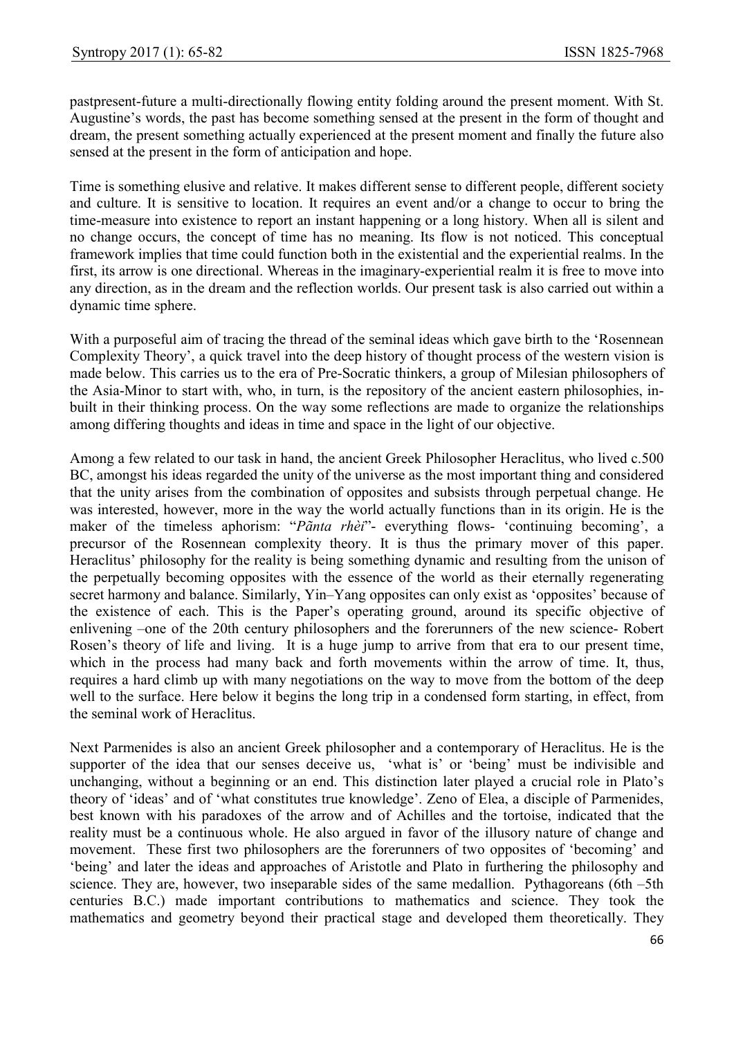pastpresent-future a multi-directionally flowing entity folding around the present moment. With St. Augustine's words, the past has become something sensed at the present in the form of thought and dream, the present something actually experienced at the present moment and finally the future also sensed at the present in the form of anticipation and hope.

Time is something elusive and relative. It makes different sense to different people, different society and culture. It is sensitive to location. It requires an event and/or a change to occur to bring the time-measure into existence to report an instant happening or a long history. When all is silent and no change occurs, the concept of time has no meaning. Its flow is not noticed. This conceptual framework implies that time could function both in the existential and the experiential realms. In the first, its arrow is one directional. Whereas in the imaginary-experiential realm it is free to move into any direction, as in the dream and the reflection worlds. Our present task is also carried out within a dynamic time sphere.

With a purposeful aim of tracing the thread of the seminal ideas which gave birth to the 'Rosennean Complexity Theory', a quick travel into the deep history of thought process of the western vision is made below. This carries us to the era of Pre-Socratic thinkers, a group of Milesian philosophers of the Asia-Minor to start with, who, in turn, is the repository of the ancient eastern philosophies, in-built in their thinking process. On the way some reflections are made to organize the relationships among differing thoughts and ideas in time and space in the light of our objective.

Among a few related to our task in hand, the ancient Greek Philosopher Heraclitus, who lived c.500 BC, amongst his ideas regarded the unity of the universe as the most important thing and considered that the unity arises from the combination of opposites and subsists through perpetual change. He was interested, however, more in the way the world actually functions than in its origin. He is the maker of the timeless aphorism: "*Pãnta rhèi*"- everything flows- 'continuing becoming', a precursor of the Rosennean complexity theory. It is thus the primary mover of this paper. Heraclitus' philosophy for the reality is being something dynamic and resulting from the unison of the perpetually becoming opposites with the essence of the world as their eternally regenerating secret harmony and balance. Similarly, Yin–Yang opposites can only exist as 'opposites' because of the existence of each. This is the Paper's operating ground, around its specific objective of enlivening –one of the 20th century philosophers and the forerunners of the new science- Robert Rosen's theory of life and living. It is a huge jump to arrive from that era to our present time, which in the process had many back and forth movements within the arrow of time. It, thus, requires a hard climb up with many negotiations on the way to move from the bottom of the deep well to the surface. Here below it begins the long trip in a condensed form starting, in effect, from the seminal work of Heraclitus.

Next Parmenides is also an ancient Greek philosopher and a contemporary of Heraclitus. He is the supporter of the idea that our senses deceive us, 'what is' or 'being' must be indivisible and unchanging, without a beginning or an end. This distinction later played a crucial role in Plato's theory of 'ideas' and of 'what constitutes true knowledge'. Zeno of Elea, a disciple of Parmenides, best known with his paradoxes of the arrow and of Achilles and the tortoise, indicated that the reality must be a continuous whole. He also argued in favor of the illusory nature of change and movement. These first two philosophers are the forerunners of two opposites of 'becoming' and 'being' and later the ideas and approaches of Aristotle and Plato in furthering the philosophy and science. They are, however, two inseparable sides of the same medallion. Pythagoreans (6th –5th centuries B.C.) made important contributions to mathematics and science. They took the mathematics and geometry beyond their practical stage and developed them theoretically. They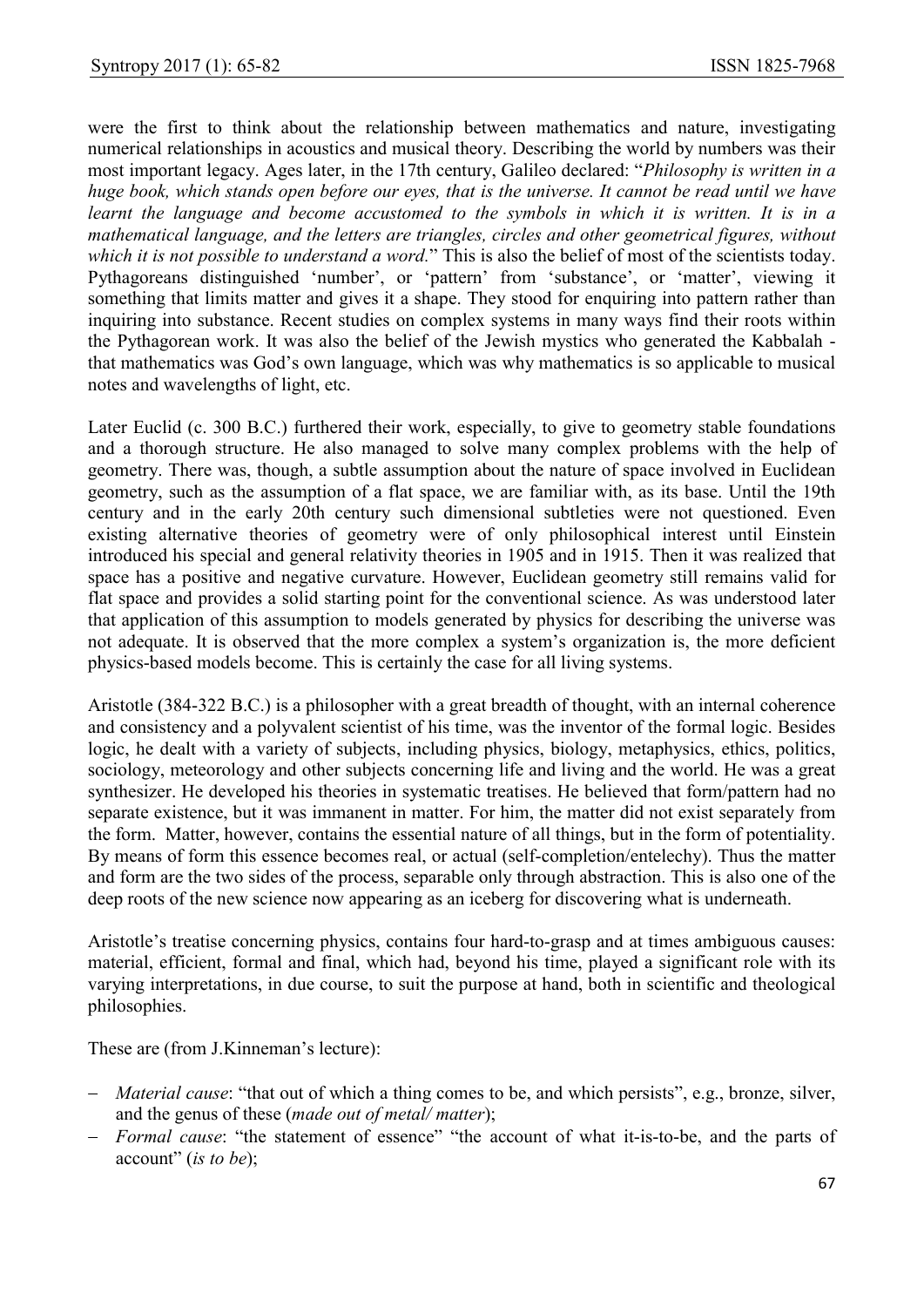were the first to think about the relationship between mathematics and nature, investigating numerical relationships in acoustics and musical theory. Describing the world by numbers was their most important legacy. Ages later, in the 17th century, Galileo declared: "*Philosophy is written in a huge book, which stands open before our eyes, that is the universe. It cannot be read until we have learnt the language and become accustomed to the symbols in which it is written. It is in a mathematical language, and the letters are triangles, circles and other geometrical figures, without which it is not possible to understand a word.*" This is also the belief of most of the scientists today. Pythagoreans distinguished 'number', or 'pattern' from 'substance', or 'matter', viewing it something that limits matter and gives it a shape. They stood for enquiring into pattern rather than inquiring into substance. Recent studies on complex systems in many ways find their roots within the Pythagorean work. It was also the belief of the Jewish mystics who generated the Kabbalah - that mathematics was God's own language, which was why mathematics is so applicable to musical notes and wavelengths of light, etc.

Later Euclid (c. 300 B.C.) furthered their work, especially, to give to geometry stable foundations and a thorough structure. He also managed to solve many complex problems with the help of geometry. There was, though, a subtle assumption about the nature of space involved in Euclidean geometry, such as the assumption of a flat space, we are familiar with, as its base. Until the 19th century and in the early 20th century such dimensional subtleties were not questioned. Even existing alternative theories of geometry were of only philosophical interest until Einstein introduced his special and general relativity theories in 1905 and in 1915. Then it was realized that space has a positive and negative curvature. However, Euclidean geometry still remains valid for flat space and provides a solid starting point for the conventional science. As was understood later that application of this assumption to models generated by physics for describing the universe was not adequate. It is observed that the more complex a system's organization is, the more deficient physics-based models become. This is certainly the case for all living systems.

Aristotle (384-322 B.C.) is a philosopher with a great breadth of thought, with an internal coherence and consistency and a polyvalent scientist of his time, was the inventor of the formal logic. Besides logic, he dealt with a variety of subjects, including physics, biology, metaphysics, ethics, politics, sociology, meteorology and other subjects concerning life and living and the world. He was a great synthesizer. He developed his theories in systematic treatises. He believed that form/pattern had no separate existence, but it was immanent in matter. For him, the matter did not exist separately from the form. Matter, however, contains the essential nature of all things, but in the form of potentiality. By means of form this essence becomes real, or actual (self-completion/entelechy). Thus the matter and form are the two sides of the process, separable only through abstraction. This is also one of the deep roots of the new science now appearing as an iceberg for discovering what is underneath.

Aristotle's treatise concerning physics, contains four hard-to-grasp and at times ambiguous causes: material, efficient, formal and final, which had, beyond his time, played a significant role with its varying interpretations, in due course, to suit the purpose at hand, both in scientific and theological philosophies.

These are (from J.Kinneman's lecture):

- *Material cause*: "that out of which a thing comes to be, and which persists", e.g., bronze, silver, and the genus of these (*made out of metal/ matter*);
- *Formal cause*: "the statement of essence" "the account of what it-is-to-be, and the parts of account" (*is to be*);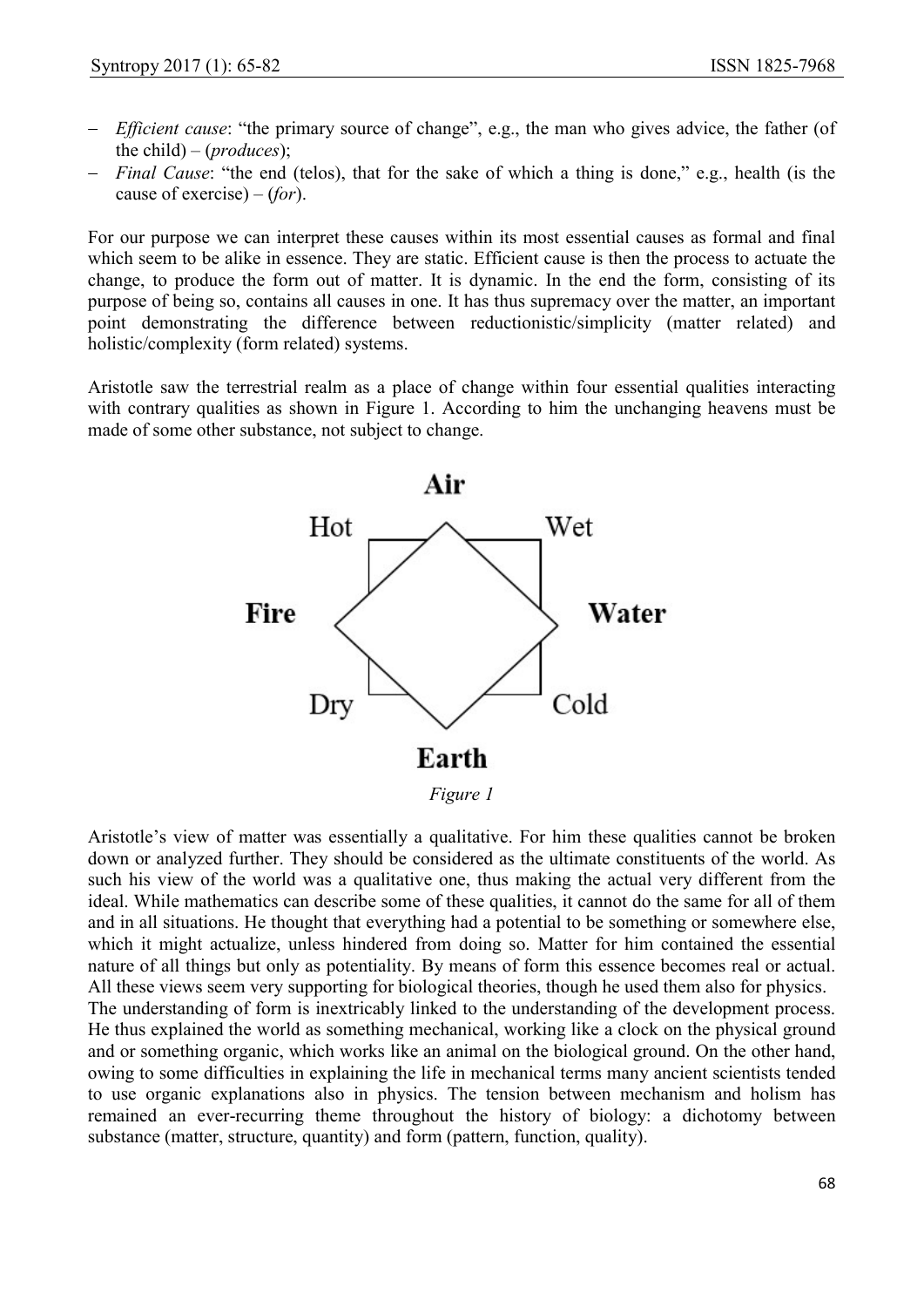- *Efficient cause*: "the primary source of change", e.g., the man who gives advice, the father (of the child) – (*produces*);
- *Final Cause*: "the end (telos), that for the sake of which a thing is done," e.g., health (is the cause of exercise) – (*for*).

For our purpose we can interpret these causes within its most essential causes as formal and final which seem to be alike in essence. They are static. Efficient cause is then the process to actuate the change, to produce the form out of matter. It is dynamic. In the end the form, consisting of its purpose of being so, contains all causes in one. It has thus supremacy over the matter, an important point demonstrating the difference between reductionistic/simplicity (matter related) and holistic/complexity (form related) systems.

Aristotle saw the terrestrial realm as a place of change within four essential qualities interacting with contrary qualities as shown in Figure 1. According to him the unchanging heavens must be made of some other substance, not subject to change.

Air

Hot Wet

Fire Water

Dry Cold

Earth

*Figure 1*

Aristotle's view of matter was essentially a qualitative. For him these qualities cannot be broken down or analyzed further. They should be considered as the ultimate constituents of the world. As such his view of the world was a qualitative one, thus making the actual very different from the ideal. While mathematics can describe some of these qualities, it cannot do the same for all of them and in all situations. He thought that everything had a potential to be something or somewhere else, which it might actualize, unless hindered from doing so. Matter for him contained the essential nature of all things but only as potentiality. By means of form this essence becomes real or actual. All these views seem very supporting for biological theories, though he used them also for physics.
The understanding of form is inextricably linked to the understanding of the development process. He thus explained the world as something mechanical, working like a clock on the physical ground and or something organic, which works like an animal on the biological ground. On the other hand, owing to some difficulties in explaining the life in mechanical terms many ancient scientists tended to use organic explanations also in physics. The tension between mechanism and holism has remained an ever-recurring theme throughout the history of biology: a dichotomy between substance (matter, structure, quantity) and form (pattern, function, quality).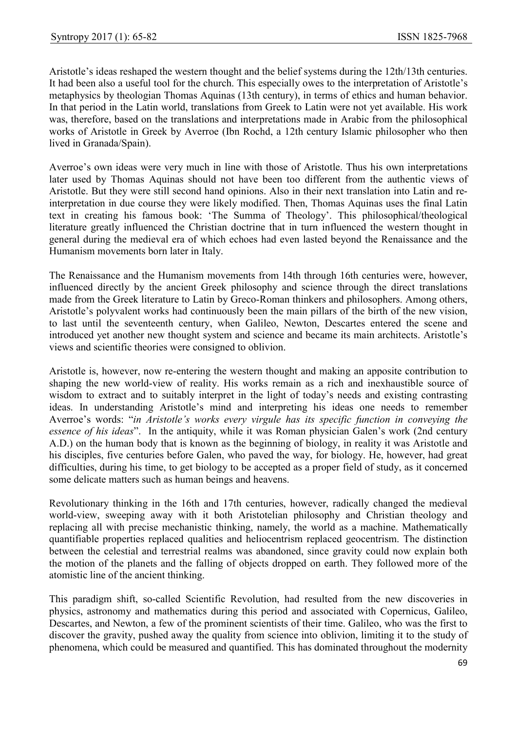Aristotle's ideas reshaped the western thought and the belief systems during the 12th/13th centuries. It had been also a useful tool for the church. This especially owes to the interpretation of Aristotle's metaphysics by theologian Thomas Aquinas (13th century), in terms of ethics and human behavior. In that period in the Latin world, translations from Greek to Latin were not yet available. His work was, therefore, based on the translations and interpretations made in Arabic from the philosophical works of Aristotle in Greek by Averroe (Ibn Rochd, a 12th century Islamic philosopher who then lived in Granada/Spain).

Averroe's own ideas were very much in line with those of Aristotle. Thus his own interpretations later used by Thomas Aquinas should not have been too different from the authentic views of Aristotle. But they were still second hand opinions. Also in their next translation into Latin and re-interpretation in due course they were likely modified. Then, Thomas Aquinas uses the final Latin text in creating his famous book: 'The Summa of Theology'. This philosophical/theological literature greatly influenced the Christian doctrine that in turn influenced the western thought in general during the medieval era of which echoes had even lasted beyond the Renaissance and the Humanism movements born later in Italy.

The Renaissance and the Humanism movements from 14th through 16th centuries were, however, influenced directly by the ancient Greek philosophy and science through the direct translations made from the Greek literature to Latin by Greco-Roman thinkers and philosophers. Among others, Aristotle's polyvalent works had continuously been the main pillars of the birth of the new vision, to last until the seventeenth century, when Galileo, Newton, Descartes entered the scene and introduced yet another new thought system and science and became its main architects. Aristotle's views and scientific theories were consigned to oblivion.

Aristotle is, however, now re-entering the western thought and making an apposite contribution to shaping the new world-view of reality. His works remain as a rich and inexhaustible source of wisdom to extract and to suitably interpret in the light of today's needs and existing contrasting ideas. In understanding Aristotle's mind and interpreting his ideas one needs to remember Averroe's words: "*in Aristotle's works every virgule has its specific function in conveying the essence of his ideas*". In the antiquity, while it was Roman physician Galen's work (2nd century A.D.) on the human body that is known as the beginning of biology, in reality it was Aristotle and his disciples, five centuries before Galen, who paved the way, for biology. He, however, had great difficulties, during his time, to get biology to be accepted as a proper field of study, as it concerned some delicate matters such as human beings and heavens.

Revolutionary thinking in the 16th and 17th centuries, however, radically changed the medieval world-view, sweeping away with it both Aristotelian philosophy and Christian theology and replacing all with precise mechanistic thinking, namely, the world as a machine. Mathematically quantifiable properties replaced qualities and heliocentrism replaced geocentrism. The distinction between the celestial and terrestrial realms was abandoned, since gravity could now explain both the motion of the planets and the falling of objects dropped on earth. They followed more of the atomistic line of the ancient thinking.

This paradigm shift, so-called Scientific Revolution, had resulted from the new discoveries in physics, astronomy and mathematics during this period and associated with Copernicus, Galileo, Descartes, and Newton, a few of the prominent scientists of their time. Galileo, who was the first to discover the gravity, pushed away the quality from science into oblivion, limiting it to the study of phenomena, which could be measured and quantified. This has dominated throughout the modernity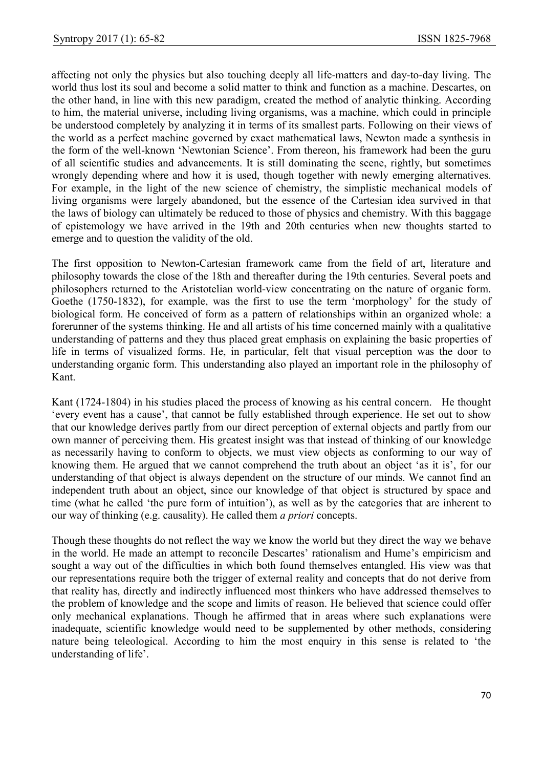affecting not only the physics but also touching deeply all life-matters and day-to-day living. The world thus lost its soul and become a solid matter to think and function as a machine. Descartes, on the other hand, in line with this new paradigm, created the method of analytic thinking. According to him, the material universe, including living organisms, was a machine, which could in principle be understood completely by analyzing it in terms of its smallest parts. Following on their views of the world as a perfect machine governed by exact mathematical laws, Newton made a synthesis in the form of the well-known 'Newtonian Science'. From thereon, his framework had been the guru of all scientific studies and advancements. It is still dominating the scene, rightly, but sometimes wrongly depending where and how it is used, though together with newly emerging alternatives. For example, in the light of the new science of chemistry, the simplistic mechanical models of living organisms were largely abandoned, but the essence of the Cartesian idea survived in that the laws of biology can ultimately be reduced to those of physics and chemistry. With this baggage of epistemology we have arrived in the 19th and 20th centuries when new thoughts started to emerge and to question the validity of the old.

The first opposition to Newton-Cartesian framework came from the field of art, literature and philosophy towards the close of the 18th and thereafter during the 19th centuries. Several poets and philosophers returned to the Aristotelian world-view concentrating on the nature of organic form. Goethe (1750-1832), for example, was the first to use the term 'morphology' for the study of biological form. He conceived of form as a pattern of relationships within an organized whole: a forerunner of the systems thinking. He and all artists of his time concerned mainly with a qualitative understanding of patterns and they thus placed great emphasis on explaining the basic properties of life in terms of visualized forms. He, in particular, felt that visual perception was the door to understanding organic form. This understanding also played an important role in the philosophy of Kant.

Kant (1724-1804) in his studies placed the process of knowing as his central concern. He thought 'every event has a cause', that cannot be fully established through experience. He set out to show that our knowledge derives partly from our direct perception of external objects and partly from our own manner of perceiving them. His greatest insight was that instead of thinking of our knowledge as necessarily having to conform to objects, we must view objects as conforming to our way of knowing them. He argued that we cannot comprehend the truth about an object 'as it is', for our understanding of that object is always dependent on the structure of our minds. We cannot find an independent truth about an object, since our knowledge of that object is structured by space and time (what he called 'the pure form of intuition'), as well as by the categories that are inherent to our way of thinking (e.g. causality). He called them *a priori* concepts.

Though these thoughts do not reflect the way we know the world but they direct the way we behave in the world. He made an attempt to reconcile Descartes' rationalism and Hume's empiricism and sought a way out of the difficulties in which both found themselves entangled. His view was that our representations require both the trigger of external reality and concepts that do not derive from that reality has, directly and indirectly influenced most thinkers who have addressed themselves to the problem of knowledge and the scope and limits of reason. He believed that science could offer only mechanical explanations. Though he affirmed that in areas where such explanations were inadequate, scientific knowledge would need to be supplemented by other methods, considering nature being teleological. According to him the most enquiry in this sense is related to 'the understanding of life'.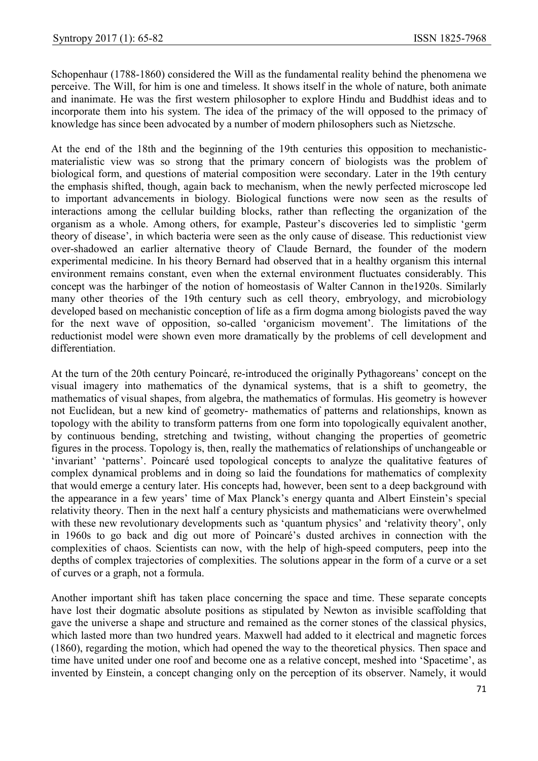Schopenhaur (1788-1860) considered the Will as the fundamental reality behind the phenomena we perceive. The Will, for him is one and timeless. It shows itself in the whole of nature, both animate and inanimate. He was the first western philosopher to explore Hindu and Buddhist ideas and to incorporate them into his system. The idea of the primacy of the will opposed to the primacy of knowledge has since been advocated by a number of modern philosophers such as Nietzsche.

At the end of the 18th and the beginning of the 19th centuries this opposition to mechanistic-materialistic view was so strong that the primary concern of biologists was the problem of biological form, and questions of material composition were secondary. Later in the 19th century the emphasis shifted, though, again back to mechanism, when the newly perfected microscope led to important advancements in biology. Biological functions were now seen as the results of interactions among the cellular building blocks, rather than reflecting the organization of the organism as a whole. Among others, for example, Pasteur's discoveries led to simplistic 'germ theory of disease', in which bacteria were seen as the only cause of disease. This reductionist view over-shadowed an earlier alternative theory of Claude Bernard, the founder of the modern experimental medicine. In his theory Bernard had observed that in a healthy organism this internal environment remains constant, even when the external environment fluctuates considerably. This concept was the harbinger of the notion of homeostasis of Walter Cannon in the1920s. Similarly many other theories of the 19th century such as cell theory, embryology, and microbiology developed based on mechanistic conception of life as a firm dogma among biologists paved the way for the next wave of opposition, so-called 'organicism movement'. The limitations of the reductionist model were shown even more dramatically by the problems of cell development and differentiation.

At the turn of the 20th century Poincaré, re-introduced the originally Pythagoreans' concept on the visual imagery into mathematics of the dynamical systems, that is a shift to geometry, the mathematics of visual shapes, from algebra, the mathematics of formulas. His geometry is however not Euclidean, but a new kind of geometry- mathematics of patterns and relationships, known as topology with the ability to transform patterns from one form into topologically equivalent another, by continuous bending, stretching and twisting, without changing the properties of geometric figures in the process. Topology is, then, really the mathematics of relationships of unchangeable or 'invariant' 'patterns'. Poincaré used topological concepts to analyze the qualitative features of complex dynamical problems and in doing so laid the foundations for mathematics of complexity that would emerge a century later. His concepts had, however, been sent to a deep background with the appearance in a few years' time of Max Planck's energy quanta and Albert Einstein's special relativity theory. Then in the next half a century physicists and mathematicians were overwhelmed with these new revolutionary developments such as 'quantum physics' and 'relativity theory', only in 1960s to go back and dig out more of Poincaré's dusted archives in connection with the complexities of chaos. Scientists can now, with the help of high-speed computers, peep into the depths of complex trajectories of complexities. The solutions appear in the form of a curve or a set of curves or a graph, not a formula.

Another important shift has taken place concerning the space and time. These separate concepts have lost their dogmatic absolute positions as stipulated by Newton as invisible scaffolding that gave the universe a shape and structure and remained as the corner stones of the classical physics, which lasted more than two hundred years. Maxwell had added to it electrical and magnetic forces (1860), regarding the motion, which had opened the way to the theoretical physics. Then space and time have united under one roof and become one as a relative concept, meshed into 'Spacetime', as invented by Einstein, a concept changing only on the perception of its observer. Namely, it would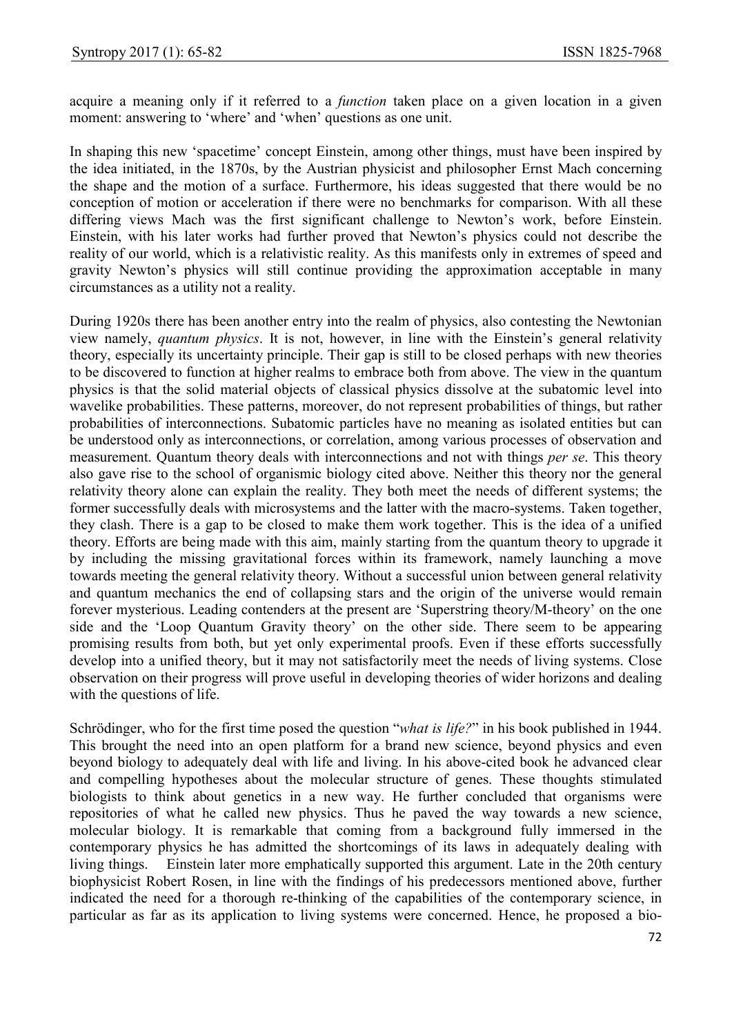acquire a meaning only if it referred to a *function* taken place on a given location in a given moment: answering to 'where' and 'when' questions as one unit.

In shaping this new 'spacetime' concept Einstein, among other things, must have been inspired by the idea initiated, in the 1870s, by the Austrian physicist and philosopher Ernst Mach concerning the shape and the motion of a surface. Furthermore, his ideas suggested that there would be no conception of motion or acceleration if there were no benchmarks for comparison. With all these differing views Mach was the first significant challenge to Newton's work, before Einstein. Einstein, with his later works had further proved that Newton's physics could not describe the reality of our world, which is a relativistic reality. As this manifests only in extremes of speed and gravity Newton's physics will still continue providing the approximation acceptable in many circumstances as a utility not a reality.

During 1920s there has been another entry into the realm of physics, also contesting the Newtonian view namely, *quantum physics*. It is not, however, in line with the Einstein's general relativity theory, especially its uncertainty principle. Their gap is still to be closed perhaps with new theories to be discovered to function at higher realms to embrace both from above. The view in the quantum physics is that the solid material objects of classical physics dissolve at the subatomic level into wavelike probabilities. These patterns, moreover, do not represent probabilities of things, but rather probabilities of interconnections. Subatomic particles have no meaning as isolated entities but can be understood only as interconnections, or correlation, among various processes of observation and measurement. Quantum theory deals with interconnections and not with things *per se*. This theory also gave rise to the school of organismic biology cited above. Neither this theory nor the general relativity theory alone can explain the reality. They both meet the needs of different systems; the former successfully deals with microsystems and the latter with the macro-systems. Taken together, they clash. There is a gap to be closed to make them work together. This is the idea of a unified theory. Efforts are being made with this aim, mainly starting from the quantum theory to upgrade it by including the missing gravitational forces within its framework, namely launching a move towards meeting the general relativity theory. Without a successful union between general relativity and quantum mechanics the end of collapsing stars and the origin of the universe would remain forever mysterious. Leading contenders at the present are 'Superstring theory/M-theory' on the one side and the 'Loop Quantum Gravity theory' on the other side. There seem to be appearing promising results from both, but yet only experimental proofs. Even if these efforts successfully develop into a unified theory, but it may not satisfactorily meet the needs of living systems. Close observation on their progress will prove useful in developing theories of wider horizons and dealing with the questions of life.

Schrödinger, who for the first time posed the question "*what is life?*" in his book published in 1944. This brought the need into an open platform for a brand new science, beyond physics and even beyond biology to adequately deal with life and living. In his above-cited book he advanced clear and compelling hypotheses about the molecular structure of genes. These thoughts stimulated biologists to think about genetics in a new way. He further concluded that organisms were repositories of what he called new physics. Thus he paved the way towards a new science, molecular biology. It is remarkable that coming from a background fully immersed in the contemporary physics he has admitted the shortcomings of its laws in adequately dealing with living things. Einstein later more emphatically supported this argument. Late in the 20th century biophysicist Robert Rosen, in line with the findings of his predecessors mentioned above, further indicated the need for a thorough re-thinking of the capabilities of the contemporary science, in particular as far as its application to living systems were concerned. Hence, he proposed a bio-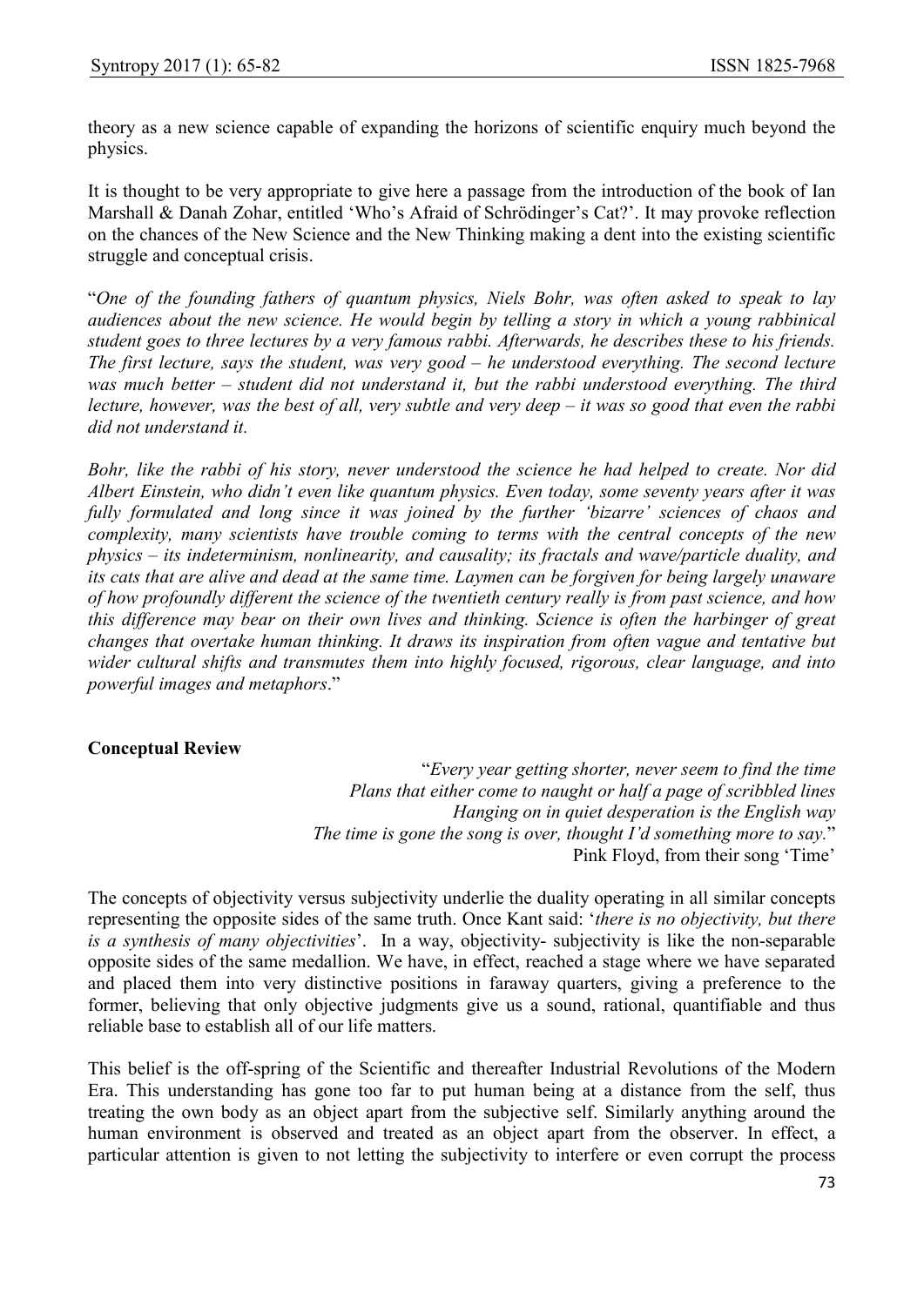theory as a new science capable of expanding the horizons of scientific enquiry much beyond the physics.

It is thought to be very appropriate to give here a passage from the introduction of the book of Ian Marshall & Danah Zohar, entitled 'Who's Afraid of Schrödinger's Cat?'. It may provoke reflection on the chances of the New Science and the New Thinking making a dent into the existing scientific struggle and conceptual crisis.

"*One of the founding fathers of quantum physics, Niels Bohr, was often asked to speak to lay audiences about the new science. He would begin by telling a story in which a young rabbinical student goes to three lectures by a very famous rabbi. Afterwards, he describes these to his friends. The first lecture, says the student, was very good – he understood everything. The second lecture was much better – student did not understand it, but the rabbi understood everything. The third lecture, however, was the best of all, very subtle and very deep – it was so good that even the rabbi did not understand it.*

*Bohr, like the rabbi of his story, never understood the science he had helped to create. Nor did Albert Einstein, who didn't even like quantum physics. Even today, some seventy years after it was fully formulated and long since it was joined by the further 'bizarre' sciences of chaos and complexity, many scientists have trouble coming to terms with the central concepts of the new physics – its indeterminism, nonlinearity, and causality; its fractals and wave/particle duality, and its cats that are alive and dead at the same time. Laymen can be forgiven for being largely unaware of how profoundly different the science of the twentieth century really is from past science, and how this difference may bear on their own lives and thinking. Science is often the harbinger of great changes that overtake human thinking. It draws its inspiration from often vague and tentative but wider cultural shifts and transmutes them into highly focused, rigorous, clear language, and into powerful images and metaphors*."

**Conceptual Review**

"*Every year getting shorter, never seem to find the time*
*Plans that either come to naught or half a page of scribbled lines*
*Hanging on in quiet desperation is the English way*
*The time is gone the song is over, thought I'd something more to say.*"
Pink Floyd, from their song 'Time'

The concepts of objectivity versus subjectivity underlie the duality operating in all similar concepts representing the opposite sides of the same truth. Once Kant said: '*there is no objectivity, but there is a synthesis of many objectivities*'. In a way, objectivity- subjectivity is like the non-separable opposite sides of the same medallion. We have, in effect, reached a stage where we have separated and placed them into very distinctive positions in faraway quarters, giving a preference to the former, believing that only objective judgments give us a sound, rational, quantifiable and thus reliable base to establish all of our life matters.

This belief is the off-spring of the Scientific and thereafter Industrial Revolutions of the Modern Era. This understanding has gone too far to put human being at a distance from the self, thus treating the own body as an object apart from the subjective self. Similarly anything around the human environment is observed and treated as an object apart from the observer. In effect, a particular attention is given to not letting the subjectivity to interfere or even corrupt the process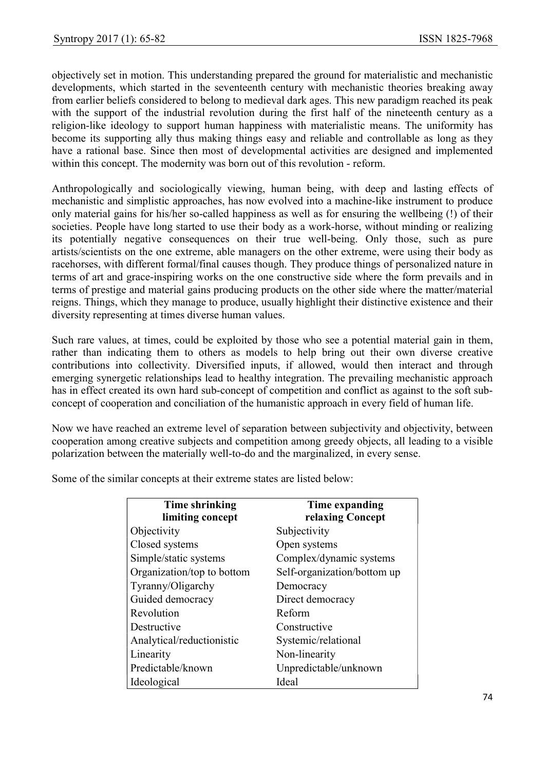objectively set in motion. This understanding prepared the ground for materialistic and mechanistic developments, which started in the seventeenth century with mechanistic theories breaking away from earlier beliefs considered to belong to medieval dark ages. This new paradigm reached its peak with the support of the industrial revolution during the first half of the nineteenth century as a religion-like ideology to support human happiness with materialistic means. The uniformity has become its supporting ally thus making things easy and reliable and controllable as long as they have a rational base. Since then most of developmental activities are designed and implemented within this concept. The modernity was born out of this revolution - reform.

Anthropologically and sociologically viewing, human being, with deep and lasting effects of mechanistic and simplistic approaches, has now evolved into a machine-like instrument to produce only material gains for his/her so-called happiness as well as for ensuring the wellbeing (!) of their societies. People have long started to use their body as a work-horse, without minding or realizing its potentially negative consequences on their true well-being. Only those, such as pure artists/scientists on the one extreme, able managers on the other extreme, were using their body as racehorses, with different formal/final causes though. They produce things of personalized nature in terms of art and grace-inspiring works on the one constructive side where the form prevails and in terms of prestige and material gains producing products on the other side where the matter/material reigns. Things, which they manage to produce, usually highlight their distinctive existence and their diversity representing at times diverse human values.

Such rare values, at times, could be exploited by those who see a potential material gain in them, rather than indicating them to others as models to help bring out their own diverse creative contributions into collectivity. Diversified inputs, if allowed, would then interact and through emerging synergetic relationships lead to healthy integration. The prevailing mechanistic approach has in effect created its own hard sub-concept of competition and conflict as against to the soft sub-concept of cooperation and conciliation of the humanistic approach in every field of human life.

Now we have reached an extreme level of separation between subjectivity and objectivity, between cooperation among creative subjects and competition among greedy objects, all leading to a visible polarization between the materially well-to-do and the marginalized, in every sense.

Some of the similar concepts at their extreme states are listed below:

| **Time shrinking limiting concept** | **Time expanding relaxing Concept** |
|---|---|
| Objectivity | Subjectivity |
| Closed systems | Open systems |
| Simple/static systems | Complex/dynamic systems |
| Organization/top to bottom | Self-organization/bottom up |
| Tyranny/Oligarchy | Democracy |
| Guided democracy | Direct democracy |
| Revolution | Reform |
| Destructive | Constructive |
| Analytical/reductionistic | Systemic/relational |
| Linearity | Non-linearity |
| Predictable/known | Unpredictable/unknown |
| Ideological | Ideal |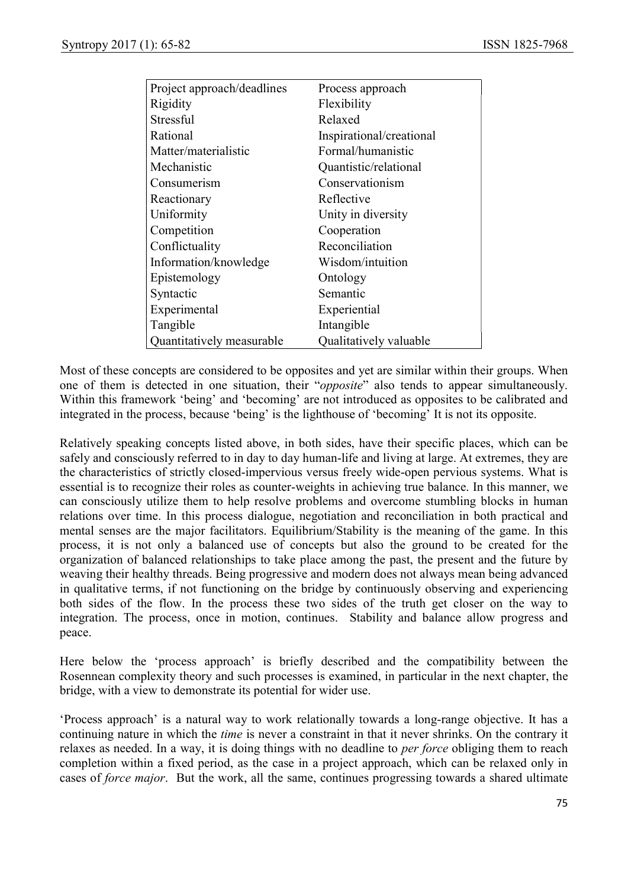| Project approach/deadlines | Process approach |
|---|---|
| Rigidity | Flexibility |
| Stressful | Relaxed |
| Rational | Inspirational/creational |
| Matter/materialistic | Formal/humanistic |
| Mechanistic | Quantistic/relational |
| Consumerism | Conservationism |
| Reactionary | Reflective |
| Uniformity | Unity in diversity |
| Competition | Cooperation |
| Conflictuality | Reconciliation |
| Information/knowledge | Wisdom/intuition |
| Epistemology | Ontology |
| Syntactic | Semantic |
| Experimental | Experiential |
| Tangible | Intangible |
| Quantitatively measurable | Qualitatively valuable |

Most of these concepts are considered to be opposites and yet are similar within their groups. When one of them is detected in one situation, their "*opposite*" also tends to appear simultaneously. Within this framework 'being' and 'becoming' are not introduced as opposites to be calibrated and integrated in the process, because 'being' is the lighthouse of 'becoming' It is not its opposite.

Relatively speaking concepts listed above, in both sides, have their specific places, which can be safely and consciously referred to in day to day human-life and living at large. At extremes, they are the characteristics of strictly closed-impervious versus freely wide-open pervious systems. What is essential is to recognize their roles as counter-weights in achieving true balance. In this manner, we can consciously utilize them to help resolve problems and overcome stumbling blocks in human relations over time. In this process dialogue, negotiation and reconciliation in both practical and mental senses are the major facilitators. Equilibrium/Stability is the meaning of the game. In this process, it is not only a balanced use of concepts but also the ground to be created for the organization of balanced relationships to take place among the past, the present and the future by weaving their healthy threads. Being progressive and modern does not always mean being advanced in qualitative terms, if not functioning on the bridge by continuously observing and experiencing both sides of the flow. In the process these two sides of the truth get closer on the way to integration. The process, once in motion, continues. Stability and balance allow progress and peace.

Here below the 'process approach' is briefly described and the compatibility between the Rosennean complexity theory and such processes is examined, in particular in the next chapter, the bridge, with a view to demonstrate its potential for wider use.

'Process approach' is a natural way to work relationally towards a long-range objective. It has a continuing nature in which the *time* is never a constraint in that it never shrinks. On the contrary it relaxes as needed. In a way, it is doing things with no deadline to *per force* obliging them to reach completion within a fixed period, as the case in a project approach, which can be relaxed only in cases of *force major*. But the work, all the same, continues progressing towards a shared ultimate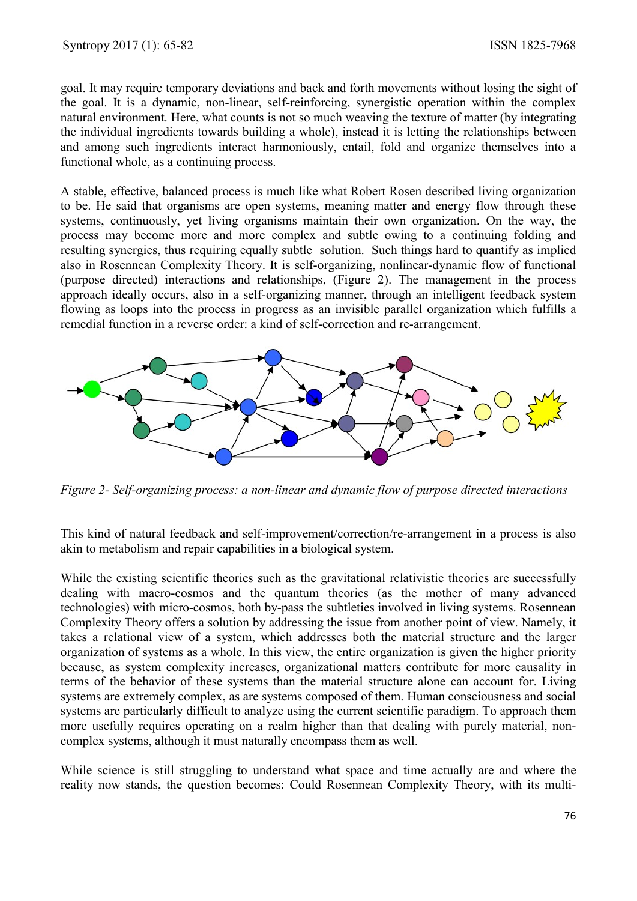goal. It may require temporary deviations and back and forth movements without losing the sight of the goal. It is a dynamic, non-linear, self-reinforcing, synergistic operation within the complex natural environment. Here, what counts is not so much weaving the texture of matter (by integrating the individual ingredients towards building a whole), instead it is letting the relationships between and among such ingredients interact harmoniously, entail, fold and organize themselves into a functional whole, as a continuing process.

A stable, effective, balanced process is much like what Robert Rosen described living organization to be. He said that organisms are open systems, meaning matter and energy flow through these systems, continuously, yet living organisms maintain their own organization. On the way, the process may become more and more complex and subtle owing to a continuing folding and resulting synergies, thus requiring equally subtle solution. Such things hard to quantify as implied also in Rosennean Complexity Theory. It is self-organizing, nonlinear-dynamic flow of functional (purpose directed) interactions and relationships, (Figure 2). The management in the process approach ideally occurs, also in a self-organizing manner, through an intelligent feedback system flowing as loops into the process in progress as an invisible parallel organization which fulfills a remedial function in a reverse order: a kind of self-correction and re-arrangement.

*Figure 2- Self-organizing process: a non-linear and dynamic flow of purpose directed interactions*

This kind of natural feedback and self-improvement/correction/re-arrangement in a process is also akin to metabolism and repair capabilities in a biological system.

While the existing scientific theories such as the gravitational relativistic theories are successfully dealing with macro-cosmos and the quantum theories (as the mother of many advanced technologies) with micro-cosmos, both by-pass the subtleties involved in living systems. Rosennean Complexity Theory offers a solution by addressing the issue from another point of view. Namely, it takes a relational view of a system, which addresses both the material structure and the larger organization of systems as a whole. In this view, the entire organization is given the higher priority because, as system complexity increases, organizational matters contribute for more causality in terms of the behavior of these systems than the material structure alone can account for. Living systems are extremely complex, as are systems composed of them. Human consciousness and social systems are particularly difficult to analyze using the current scientific paradigm. To approach them more usefully requires operating on a realm higher than that dealing with purely material, non-complex systems, although it must naturally encompass them as well.

While science is still struggling to understand what space and time actually are and where the reality now stands, the question becomes: Could Rosennean Complexity Theory, with its multi-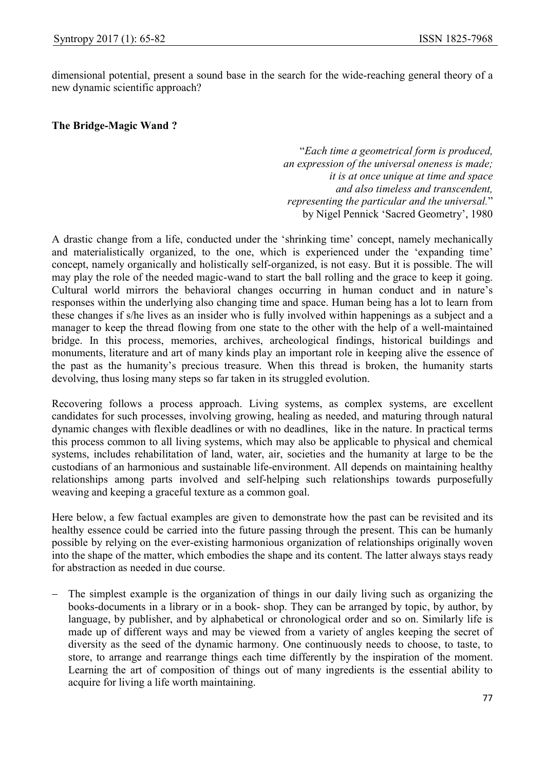dimensional potential, present a sound base in the search for the wide-reaching general theory of a new dynamic scientific approach?

**The Bridge-Magic Wand ?**

> "*Each time a geometrical form is produced,*
> *an expression of the universal oneness is made;*
> *it is at once unique at time and space*
> *and also timeless and transcendent,*
> *representing the particular and the universal.*"
> by Nigel Pennick 'Sacred Geometry', 1980

A drastic change from a life, conducted under the 'shrinking time' concept, namely mechanically and materialistically organized, to the one, which is experienced under the 'expanding time' concept, namely organically and holistically self-organized, is not easy. But it is possible. The will may play the role of the needed magic-wand to start the ball rolling and the grace to keep it going. Cultural world mirrors the behavioral changes occurring in human conduct and in nature's responses within the underlying also changing time and space. Human being has a lot to learn from these changes if s/he lives as an insider who is fully involved within happenings as a subject and a manager to keep the thread flowing from one state to the other with the help of a well-maintained bridge. In this process, memories, archives, archeological findings, historical buildings and monuments, literature and art of many kinds play an important role in keeping alive the essence of the past as the humanity's precious treasure. When this thread is broken, the humanity starts devolving, thus losing many steps so far taken in its struggled evolution.

Recovering follows a process approach. Living systems, as complex systems, are excellent candidates for such processes, involving growing, healing as needed, and maturing through natural dynamic changes with flexible deadlines or with no deadlines, like in the nature. In practical terms this process common to all living systems, which may also be applicable to physical and chemical systems, includes rehabilitation of land, water, air, societies and the humanity at large to be the custodians of an harmonious and sustainable life-environment. All depends on maintaining healthy relationships among parts involved and self-helping such relationships towards purposefully weaving and keeping a graceful texture as a common goal.

Here below, a few factual examples are given to demonstrate how the past can be revisited and its healthy essence could be carried into the future passing through the present. This can be humanly possible by relying on the ever-existing harmonious organization of relationships originally woven into the shape of the matter, which embodies the shape and its content. The latter always stays ready for abstraction as needed in due course.

- The simplest example is the organization of things in our daily living such as organizing the books-documents in a library or in a book- shop. They can be arranged by topic, by author, by language, by publisher, and by alphabetical or chronological order and so on. Similarly life is made up of different ways and may be viewed from a variety of angles keeping the secret of diversity as the seed of the dynamic harmony. One continuously needs to choose, to taste, to store, to arrange and rearrange things each time differently by the inspiration of the moment. Learning the art of composition of things out of many ingredients is the essential ability to acquire for living a life worth maintaining.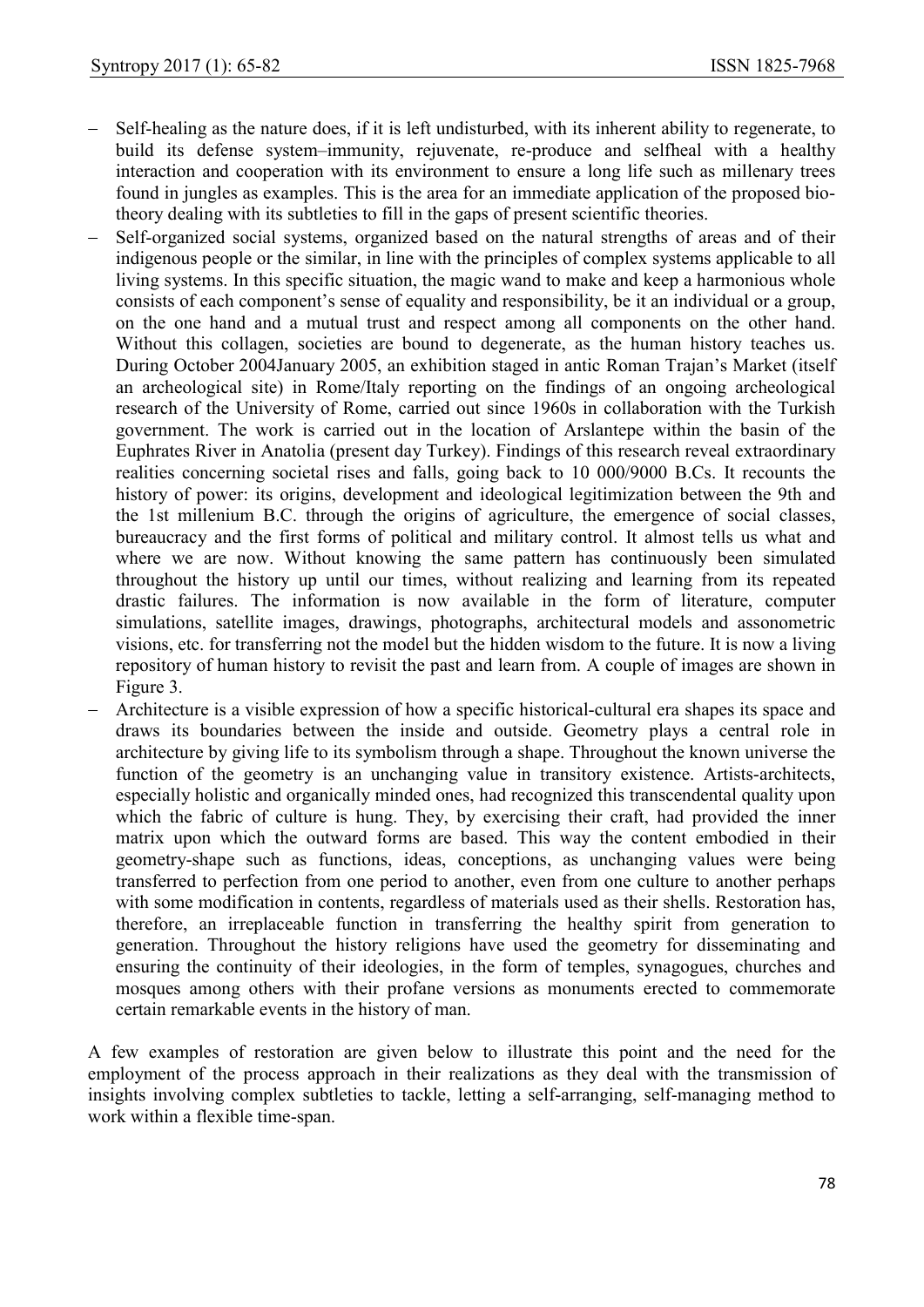- Self-healing as the nature does, if it is left undisturbed, with its inherent ability to regenerate, to build its defense system–immunity, rejuvenate, re-produce and selfheal with a healthy interaction and cooperation with its environment to ensure a long life such as millenary trees found in jungles as examples. This is the area for an immediate application of the proposed bio-theory dealing with its subtleties to fill in the gaps of present scientific theories.
- Self-organized social systems, organized based on the natural strengths of areas and of their indigenous people or the similar, in line with the principles of complex systems applicable to all living systems. In this specific situation, the magic wand to make and keep a harmonious whole consists of each component's sense of equality and responsibility, be it an individual or a group, on the one hand and a mutual trust and respect among all components on the other hand. Without this collagen, societies are bound to degenerate, as the human history teaches us. During October 2004January 2005, an exhibition staged in antic Roman Trajan's Market (itself an archeological site) in Rome/Italy reporting on the findings of an ongoing archeological research of the University of Rome, carried out since 1960s in collaboration with the Turkish government. The work is carried out in the location of Arslantepe within the basin of the Euphrates River in Anatolia (present day Turkey). Findings of this research reveal extraordinary realities concerning societal rises and falls, going back to 10 000/9000 B.Cs. It recounts the history of power: its origins, development and ideological legitimization between the 9th and the 1st millenium B.C. through the origins of agriculture, the emergence of social classes, bureaucracy and the first forms of political and military control. It almost tells us what and where we are now. Without knowing the same pattern has continuously been simulated throughout the history up until our times, without realizing and learning from its repeated drastic failures. The information is now available in the form of literature, computer simulations, satellite images, drawings, photographs, architectural models and assonometric visions, etc. for transferring not the model but the hidden wisdom to the future. It is now a living repository of human history to revisit the past and learn from. A couple of images are shown in Figure 3.
- Architecture is a visible expression of how a specific historical-cultural era shapes its space and draws its boundaries between the inside and outside. Geometry plays a central role in architecture by giving life to its symbolism through a shape. Throughout the known universe the function of the geometry is an unchanging value in transitory existence. Artists-architects, especially holistic and organically minded ones, had recognized this transcendental quality upon which the fabric of culture is hung. They, by exercising their craft, had provided the inner matrix upon which the outward forms are based. This way the content embodied in their geometry-shape such as functions, ideas, conceptions, as unchanging values were being transferred to perfection from one period to another, even from one culture to another perhaps with some modification in contents, regardless of materials used as their shells. Restoration has, therefore, an irreplaceable function in transferring the healthy spirit from generation to generation. Throughout the history religions have used the geometry for disseminating and ensuring the continuity of their ideologies, in the form of temples, synagogues, churches and mosques among others with their profane versions as monuments erected to commemorate certain remarkable events in the history of man.

A few examples of restoration are given below to illustrate this point and the need for the employment of the process approach in their realizations as they deal with the transmission of insights involving complex subtleties to tackle, letting a self-arranging, self-managing method to work within a flexible time-span.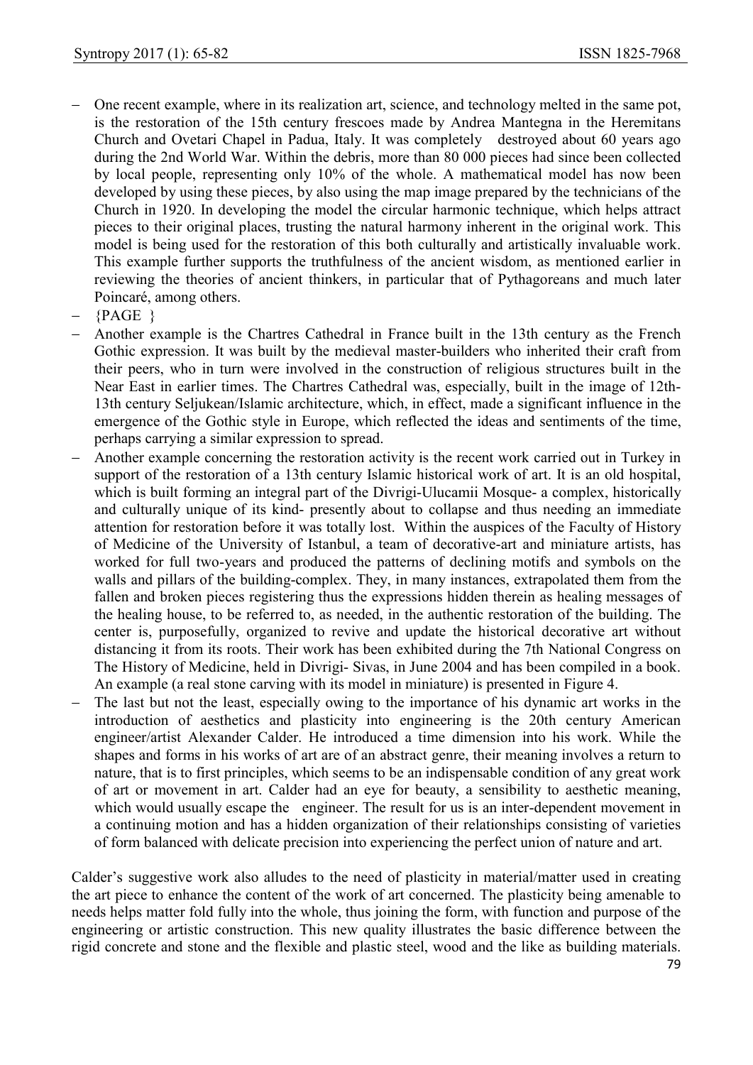- One recent example, where in its realization art, science, and technology melted in the same pot, is the restoration of the 15th century frescoes made by Andrea Mantegna in the Heremitans Church and Ovetari Chapel in Padua, Italy. It was completely destroyed about 60 years ago during the 2nd World War. Within the debris, more than 80 000 pieces had since been collected by local people, representing only 10% of the whole. A mathematical model has now been developed by using these pieces, by also using the map image prepared by the technicians of the Church in 1920. In developing the model the circular harmonic technique, which helps attract pieces to their original places, trusting the natural harmony inherent in the original work. This model is being used for the restoration of this both culturally and artistically invaluable work. This example further supports the truthfulness of the ancient wisdom, as mentioned earlier in reviewing the theories of ancient thinkers, in particular that of Pythagoreans and much later Poincaré, among others.
- {PAGE }
- Another example is the Chartres Cathedral in France built in the 13th century as the French Gothic expression. It was built by the medieval master-builders who inherited their craft from their peers, who in turn were involved in the construction of religious structures built in the Near East in earlier times. The Chartres Cathedral was, especially, built in the image of 12th-13th century Seljukean/Islamic architecture, which, in effect, made a significant influence in the emergence of the Gothic style in Europe, which reflected the ideas and sentiments of the time, perhaps carrying a similar expression to spread.
- Another example concerning the restoration activity is the recent work carried out in Turkey in support of the restoration of a 13th century Islamic historical work of art. It is an old hospital, which is built forming an integral part of the Divrigi-Ulucamii Mosque- a complex, historically and culturally unique of its kind- presently about to collapse and thus needing an immediate attention for restoration before it was totally lost. Within the auspices of the Faculty of History of Medicine of the University of Istanbul, a team of decorative-art and miniature artists, has worked for full two-years and produced the patterns of declining motifs and symbols on the walls and pillars of the building-complex. They, in many instances, extrapolated them from the fallen and broken pieces registering thus the expressions hidden therein as healing messages of the healing house, to be referred to, as needed, in the authentic restoration of the building. The center is, purposefully, organized to revive and update the historical decorative art without distancing it from its roots. Their work has been exhibited during the 7th National Congress on The History of Medicine, held in Divrigi- Sivas, in June 2004 and has been compiled in a book. An example (a real stone carving with its model in miniature) is presented in Figure 4.
- The last but not the least, especially owing to the importance of his dynamic art works in the introduction of aesthetics and plasticity into engineering is the 20th century American engineer/artist Alexander Calder. He introduced a time dimension into his work. While the shapes and forms in his works of art are of an abstract genre, their meaning involves a return to nature, that is to first principles, which seems to be an indispensable condition of any great work of art or movement in art. Calder had an eye for beauty, a sensibility to aesthetic meaning, which would usually escape the engineer. The result for us is an inter-dependent movement in a continuing motion and has a hidden organization of their relationships consisting of varieties of form balanced with delicate precision into experiencing the perfect union of nature and art.

Calder's suggestive work also alludes to the need of plasticity in material/matter used in creating the art piece to enhance the content of the work of art concerned. The plasticity being amenable to needs helps matter fold fully into the whole, thus joining the form, with function and purpose of the engineering or artistic construction. This new quality illustrates the basic difference between the rigid concrete and stone and the flexible and plastic steel, wood and the like as building materials.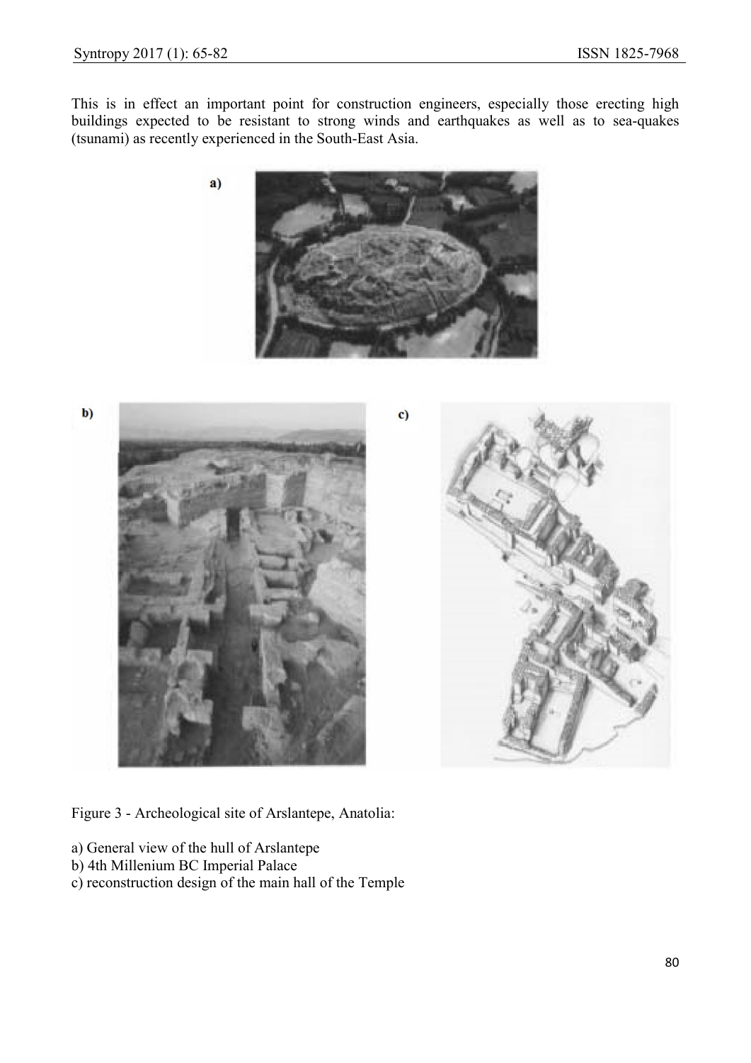This is in effect an important point for construction engineers, especially those erecting high buildings expected to be resistant to strong winds and earthquakes as well as to sea-quakes (tsunami) as recently experienced in the South-East Asia.

Figure 3 - Archeological site of Arslantepe, Anatolia:

a) General view of the hull of Arslantepe
b) 4th Millenium BC Imperial Palace
c) reconstruction design of the main hall of the Temple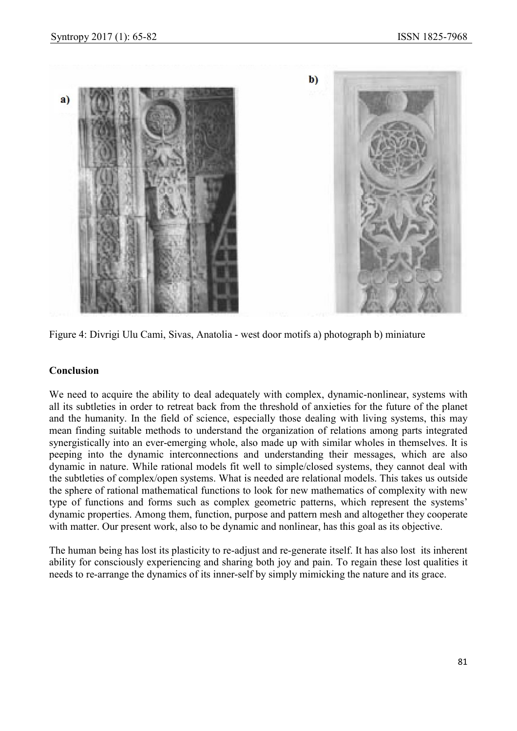Figure 4: Divrigi Ulu Cami, Sivas, Anatolia - west door motifs a) photograph b) miniature

**Conclusion**

We need to acquire the ability to deal adequately with complex, dynamic-nonlinear, systems with all its subtleties in order to retreat back from the threshold of anxieties for the future of the planet and the humanity. In the field of science, especially those dealing with living systems, this may mean finding suitable methods to understand the organization of relations among parts integrated synergistically into an ever-emerging whole, also made up with similar wholes in themselves. It is peeping into the dynamic interconnections and understanding their messages, which are also dynamic in nature. While rational models fit well to simple/closed systems, they cannot deal with the subtleties of complex/open systems. What is needed are relational models. This takes us outside the sphere of rational mathematical functions to look for new mathematics of complexity with new type of functions and forms such as complex geometric patterns, which represent the systems' dynamic properties. Among them, function, purpose and pattern mesh and altogether they cooperate with matter. Our present work, also to be dynamic and nonlinear, has this goal as its objective.

The human being has lost its plasticity to re-adjust and re-generate itself. It has also lost its inherent ability for consciously experiencing and sharing both joy and pain. To regain these lost qualities it needs to re-arrange the dynamics of its inner-self by simply mimicking the nature and its grace.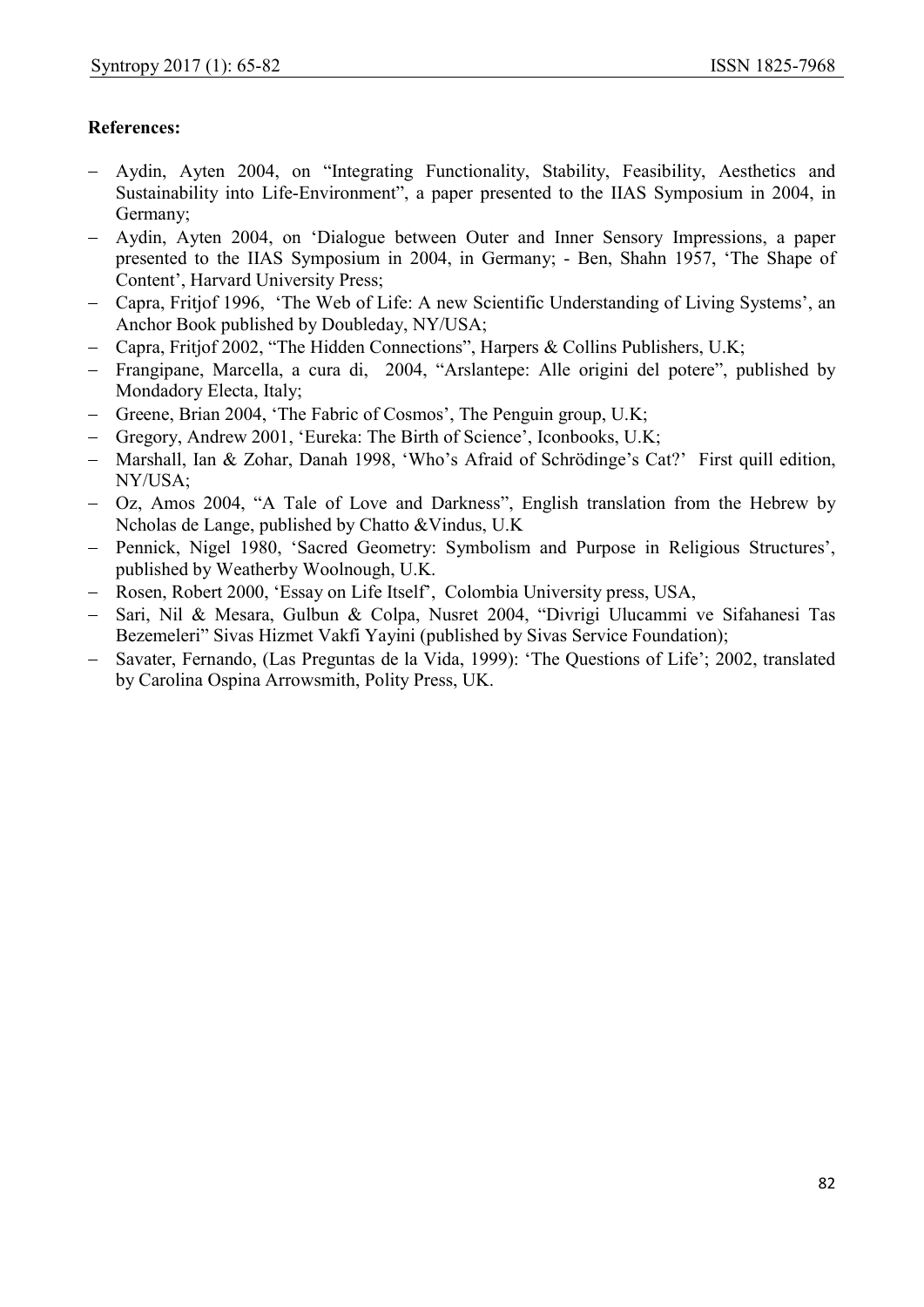**References:**

- Aydin, Ayten 2004, on "Integrating Functionality, Stability, Feasibility, Aesthetics and Sustainability into Life-Environment", a paper presented to the IIAS Symposium in 2004, in Germany;
- Aydin, Ayten 2004, on 'Dialogue between Outer and Inner Sensory Impressions, a paper presented to the IIAS Symposium in 2004, in Germany; - Ben, Shahn 1957, 'The Shape of Content', Harvard University Press;
- Capra, Fritjof 1996, 'The Web of Life: A new Scientific Understanding of Living Systems', an Anchor Book published by Doubleday, NY/USA;
- Capra, Fritjof 2002, "The Hidden Connections", Harpers & Collins Publishers, U.K;
- Frangipane, Marcella, a cura di, 2004, "Arslantepe: Alle origini del potere", published by Mondadory Electa, Italy;
- Greene, Brian 2004, 'The Fabric of Cosmos', The Penguin group, U.K;
- Gregory, Andrew 2001, 'Eureka: The Birth of Science', Iconbooks, U.K;
- Marshall, Ian & Zohar, Danah 1998, 'Who's Afraid of Schrödinge's Cat?' First quill edition, NY/USA;
- Oz, Amos 2004, "A Tale of Love and Darkness", English translation from the Hebrew by Ncholas de Lange, published by Chatto &Vindus, U.K
- Pennick, Nigel 1980, 'Sacred Geometry: Symbolism and Purpose in Religious Structures', published by Weatherby Woolnough, U.K.
- Rosen, Robert 2000, 'Essay on Life Itself', Colombia University press, USA,
- Sari, Nil & Mesara, Gulbun & Colpa, Nusret 2004, "Divrigi Ulucammi ve Sifahanesi Tas Bezemeleri" Sivas Hizmet Vakfi Yayini (published by Sivas Service Foundation);
- Savater, Fernando, (Las Preguntas de la Vida, 1999): 'The Questions of Life'; 2002, translated by Carolina Ospina Arrowsmith, Polity Press, UK.